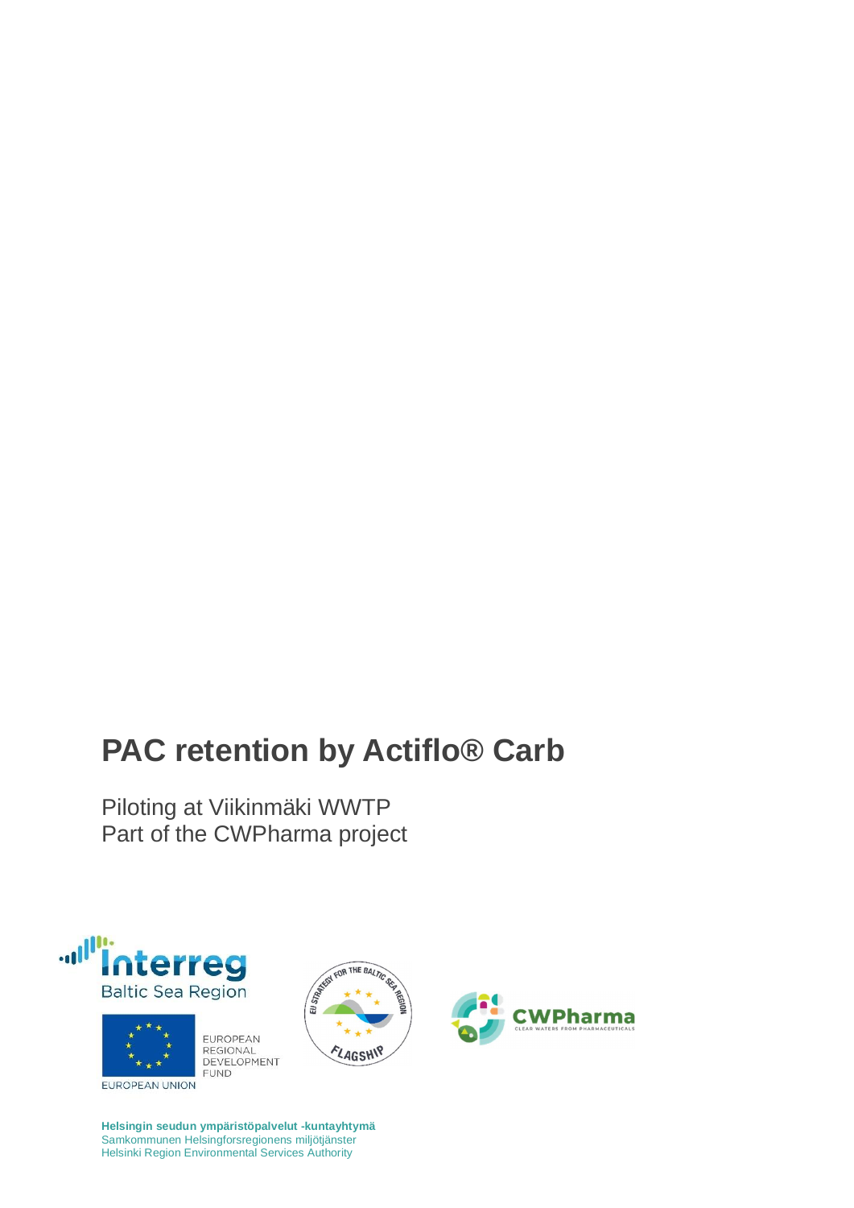# PAC retention by Actiflo® Carb

Piloting at Viikinmäki WWTP
Part of the CWPharma project

Interreg
Baltic Sea Region

EUROPEAN UNION

EUROPEAN REGIONAL DEVELOPMENT FUND

EU STRATEGY FOR THE BALTIC SEA REGION
FLAGSHIP

CWPharma
CLEAR WATERS FROM PHARMACEUTICALS

**Helsingin seudun ympäristöpalvelut -kuntayhtymä**
Samkommunen Helsingforsregionens miljötjänster
Helsinki Region Environmental Services Authority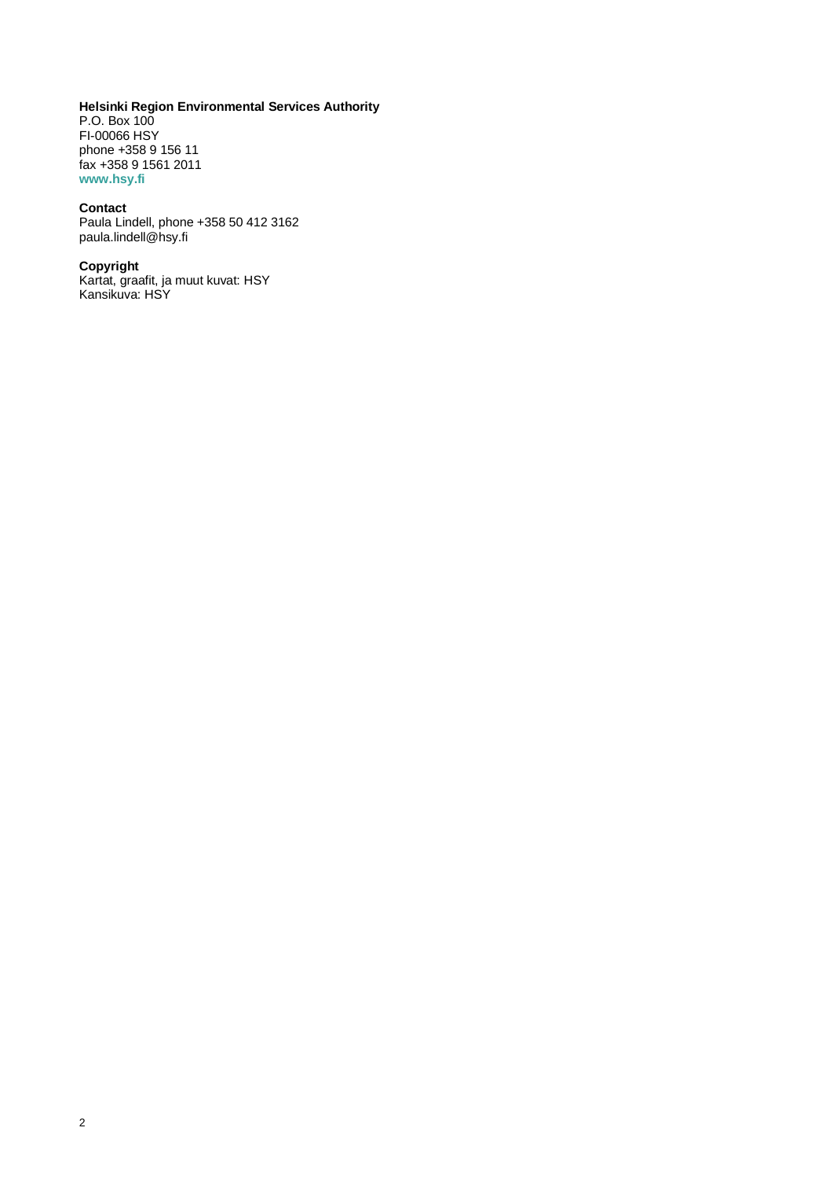**Helsinki Region Environmental Services Authority**
P.O. Box 100
FI-00066 HSY
phone +358 9 156 11
fax +358 9 1561 2011
**www.hsy.fi**

**Contact**
Paula Lindell, phone +358 50 412 3162
paula.lindell@hsy.fi

**Copyright**
Kartat, graafit, ja muut kuvat: HSY
Kansikuva: HSY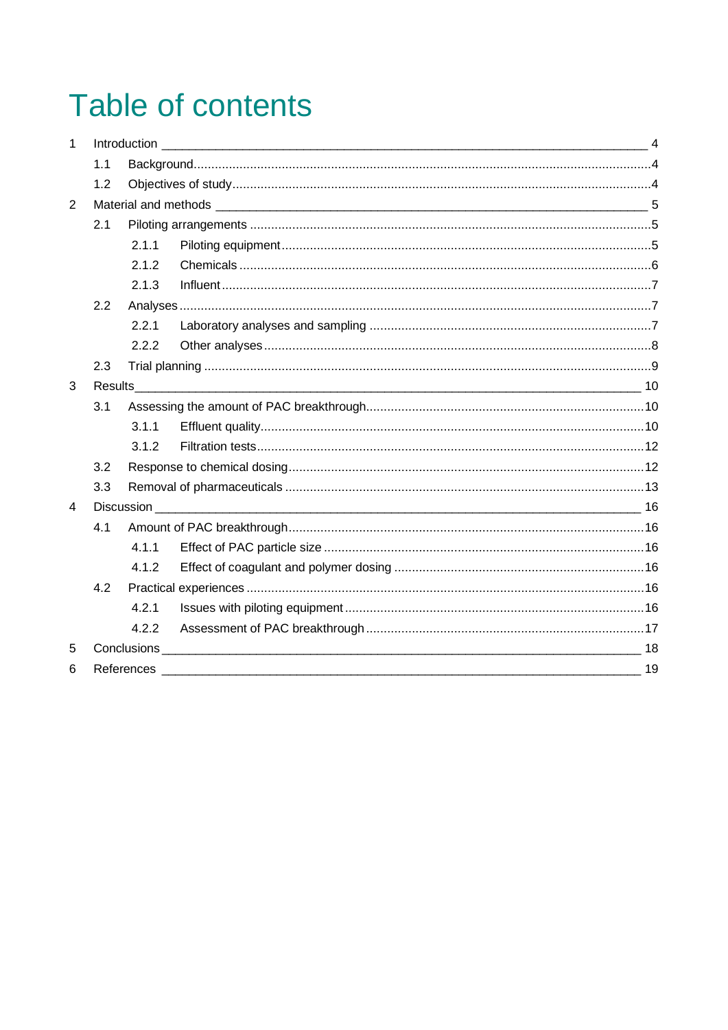# Table of contents

1 Introduction ___ 4
  1.1 Background ... 4
  1.2 Objectives of study ... 4
2 Material and methods ___ 5
  2.1 Piloting arrangements ... 5
    2.1.1 Piloting equipment ... 5
    2.1.2 Chemicals ... 6
    2.1.3 Influent ... 7
  2.2 Analyses ... 7
    2.2.1 Laboratory analyses and sampling ... 7
    2.2.2 Other analyses ... 8
  2.3 Trial planning ... 9
3 Results ___ 10
  3.1 Assessing the amount of PAC breakthrough ... 10
    3.1.1 Effluent quality ... 10
    3.1.2 Filtration tests ... 12
  3.2 Response to chemical dosing ... 12
  3.3 Removal of pharmaceuticals ... 13
4 Discussion ___ 16
  4.1 Amount of PAC breakthrough ... 16
    4.1.1 Effect of PAC particle size ... 16
    4.1.2 Effect of coagulant and polymer dosing ... 16
  4.2 Practical experiences ... 16
    4.2.1 Issues with piloting equipment ... 16
    4.2.2 Assessment of PAC breakthrough ... 17
5 Conclusions ___ 18
6 References ___ 19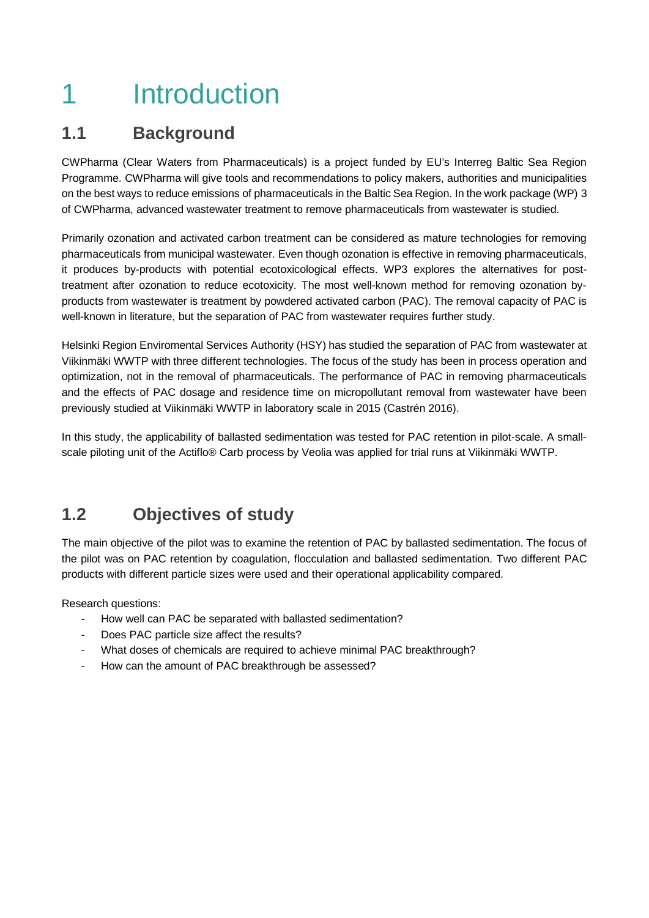# 1 Introduction

## 1.1 Background

CWPharma (Clear Waters from Pharmaceuticals) is a project funded by EU's Interreg Baltic Sea Region Programme. CWPharma will give tools and recommendations to policy makers, authorities and municipalities on the best ways to reduce emissions of pharmaceuticals in the Baltic Sea Region. In the work package (WP) 3 of CWPharma, advanced wastewater treatment to remove pharmaceuticals from wastewater is studied.

Primarily ozonation and activated carbon treatment can be considered as mature technologies for removing pharmaceuticals from municipal wastewater. Even though ozonation is effective in removing pharmaceuticals, it produces by-products with potential ecotoxicological effects. WP3 explores the alternatives for post-treatment after ozonation to reduce ecotoxicity. The most well-known method for removing ozonation by-products from wastewater is treatment by powdered activated carbon (PAC). The removal capacity of PAC is well-known in literature, but the separation of PAC from wastewater requires further study.

Helsinki Region Enviromental Services Authority (HSY) has studied the separation of PAC from wastewater at Viikinmäki WWTP with three different technologies. The focus of the study has been in process operation and optimization, not in the removal of pharmaceuticals. The performance of PAC in removing pharmaceuticals and the effects of PAC dosage and residence time on micropollutant removal from wastewater have been previously studied at Viikinmäki WWTP in laboratory scale in 2015 (Castrén 2016).

In this study, the applicability of ballasted sedimentation was tested for PAC retention in pilot-scale. A small-scale piloting unit of the Actiflo® Carb process by Veolia was applied for trial runs at Viikinmäki WWTP.

## 1.2 Objectives of study

The main objective of the pilot was to examine the retention of PAC by ballasted sedimentation. The focus of the pilot was on PAC retention by coagulation, flocculation and ballasted sedimentation. Two different PAC products with different particle sizes were used and their operational applicability compared.

Research questions:

- How well can PAC be separated with ballasted sedimentation?
- Does PAC particle size affect the results?
- What doses of chemicals are required to achieve minimal PAC breakthrough?
- How can the amount of PAC breakthrough be assessed?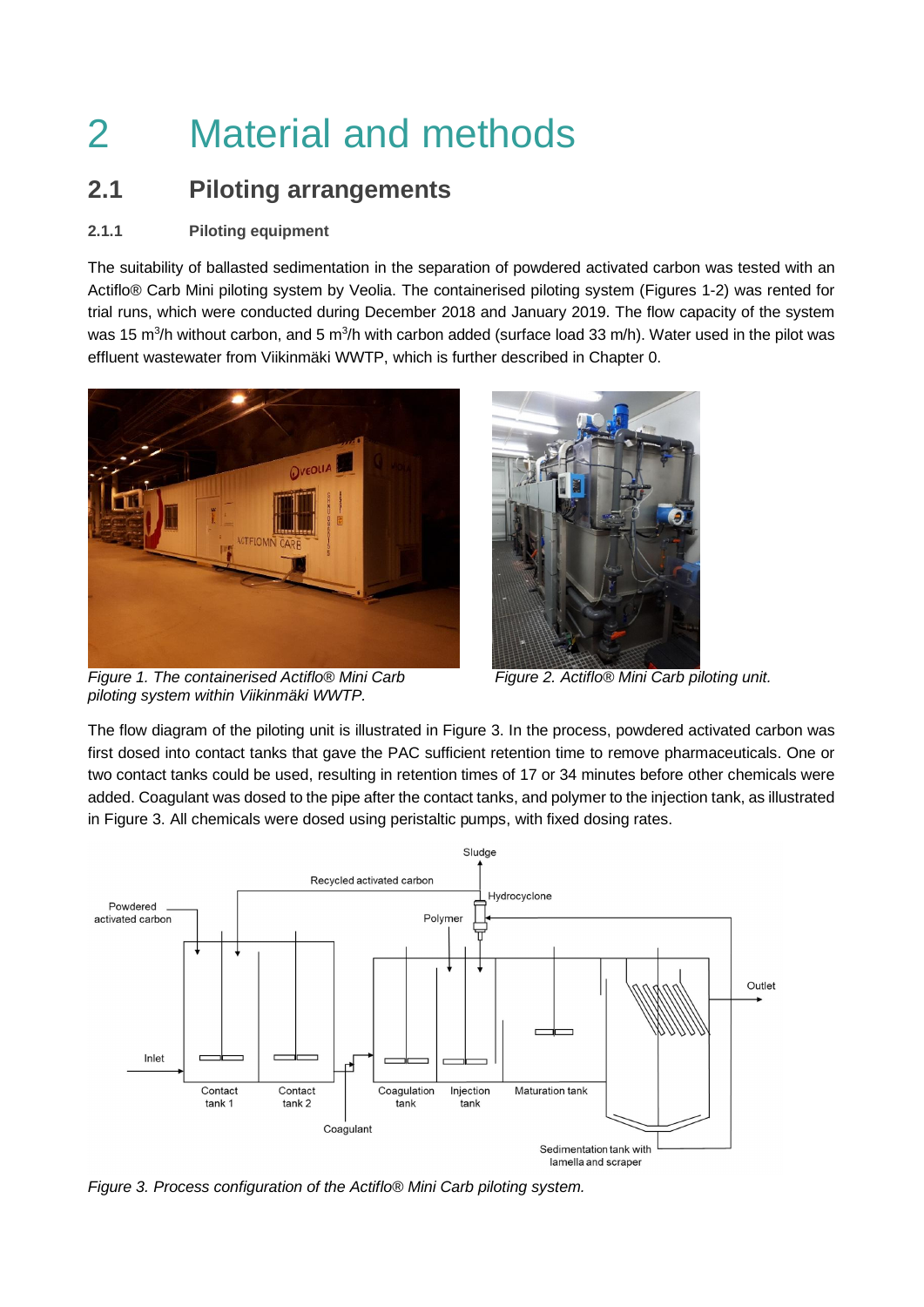# 2 Material and methods

## 2.1 Piloting arrangements

### 2.1.1 Piloting equipment

The suitability of ballasted sedimentation in the separation of powdered activated carbon was tested with an Actiflo® Carb Mini piloting system by Veolia. The containerised piloting system (Figures 1-2) was rented for trial runs, which were conducted during December 2018 and January 2019. The flow capacity of the system was 15 $m^3$/h without carbon, and 5 $m^3$/h with carbon added (surface load 33 m/h). Water used in the pilot was effluent wastewater from Viikinmäki WWTP, which is further described in Chapter 0.

*Figure 1. The containerised Actiflo® Mini Carb piloting system within Viikinmäki WWTP.*

*Figure 2. Actiflo® Mini Carb piloting unit.*

The flow diagram of the piloting unit is illustrated in Figure 3. In the process, powdered activated carbon was first dosed into contact tanks that gave the PAC sufficient retention time to remove pharmaceuticals. One or two contact tanks could be used, resulting in retention times of 17 or 34 minutes before other chemicals were added. Coagulant was dosed to the pipe after the contact tanks, and polymer to the injection tank, as illustrated in Figure 3. All chemicals were dosed using peristaltic pumps, with fixed dosing rates.

*Figure 3. Process configuration of the Actiflo® Mini Carb piloting system.*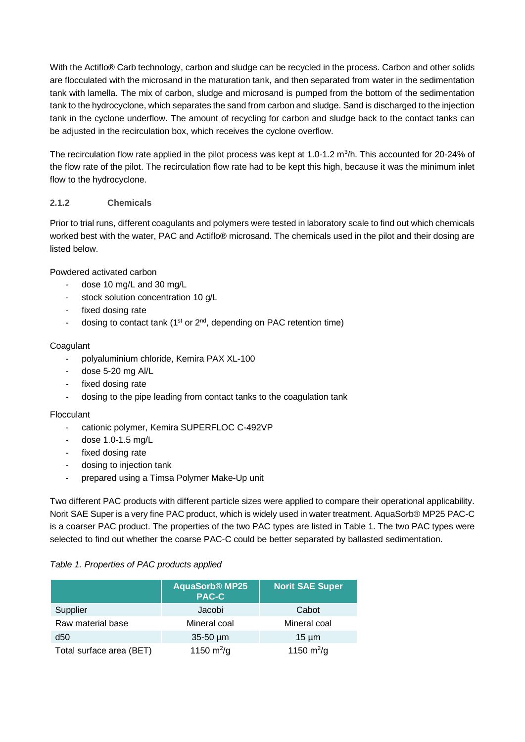With the Actiflo® Carb technology, carbon and sludge can be recycled in the process. Carbon and other solids are flocculated with the microsand in the maturation tank, and then separated from water in the sedimentation tank with lamella. The mix of carbon, sludge and microsand is pumped from the bottom of the sedimentation tank to the hydrocyclone, which separates the sand from carbon and sludge. Sand is discharged to the injection tank in the cyclone underflow. The amount of recycling for carbon and sludge back to the contact tanks can be adjusted in the recirculation box, which receives the cyclone overflow.

The recirculation flow rate applied in the pilot process was kept at 1.0-1.2 $m^3$/h. This accounted for 20-24% of the flow rate of the pilot. The recirculation flow rate had to be kept this high, because it was the minimum inlet flow to the hydrocyclone.

### 2.1.2 Chemicals

Prior to trial runs, different coagulants and polymers were tested in laboratory scale to find out which chemicals worked best with the water, PAC and Actiflo® microsand. The chemicals used in the pilot and their dosing are listed below.

Powdered activated carbon

- dose 10 mg/L and 30 mg/L
- stock solution concentration 10 g/L
- fixed dosing rate
- dosing to contact tank (1st or 2nd, depending on PAC retention time)

Coagulant

- polyaluminium chloride, Kemira PAX XL-100
- dose 5-20 mg Al/L
- fixed dosing rate
- dosing to the pipe leading from contact tanks to the coagulation tank

Flocculant

- cationic polymer, Kemira SUPERFLOC C-492VP
- dose 1.0-1.5 mg/L
- fixed dosing rate
- dosing to injection tank
- prepared using a Timsa Polymer Make-Up unit

Two different PAC products with different particle sizes were applied to compare their operational applicability. Norit SAE Super is a very fine PAC product, which is widely used in water treatment. AquaSorb® MP25 PAC-C is a coarser PAC product. The properties of the two PAC types are listed in Table 1. The two PAC types were selected to find out whether the coarse PAC-C could be better separated by ballasted sedimentation.

*Table 1. Properties of PAC products applied*

| | AquaSorb® MP25 PAC-C | Norit SAE Super |
|---|---|---|
| Supplier | Jacobi | Cabot |
| Raw material base | Mineral coal | Mineral coal |
| d50 | 35-50 µm | 15 µm |
| Total surface area (BET) | 1150 $m^2$/g | 1150 $m^2$/g |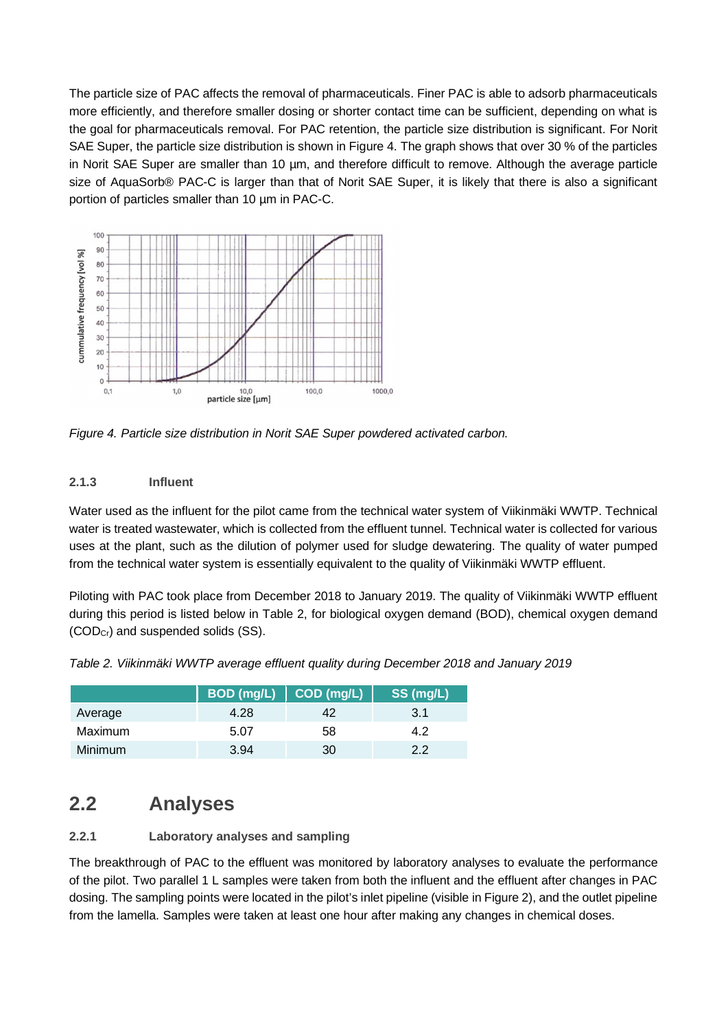The particle size of PAC affects the removal of pharmaceuticals. Finer PAC is able to adsorb pharmaceuticals more efficiently, and therefore smaller dosing or shorter contact time can be sufficient, depending on what is the goal for pharmaceuticals removal. For PAC retention, the particle size distribution is significant. For Norit SAE Super, the particle size distribution is shown in Figure 4. The graph shows that over 30 % of the particles in Norit SAE Super are smaller than 10 µm, and therefore difficult to remove. Although the average particle size of AquaSorb® PAC-C is larger than that of Norit SAE Super, it is likely that there is also a significant portion of particles smaller than 10 µm in PAC-C.

*Figure 4. Particle size distribution in Norit SAE Super powdered activated carbon.*

#### 2.1.3 Influent

Water used as the influent for the pilot came from the technical water system of Viikinmäki WWTP. Technical water is treated wastewater, which is collected from the effluent tunnel. Technical water is collected for various uses at the plant, such as the dilution of polymer used for sludge dewatering. The quality of water pumped from the technical water system is essentially equivalent to the quality of Viikinmäki WWTP effluent.

Piloting with PAC took place from December 2018 to January 2019. The quality of Viikinmäki WWTP effluent during this period is listed below in Table 2, for biological oxygen demand (BOD), chemical oxygen demand ($COD_{Cr}$) and suspended solids (SS).

*Table 2. Viikinmäki WWTP average effluent quality during December 2018 and January 2019*

| | BOD (mg/L) | COD (mg/L) | SS (mg/L) |
|---|---|---|---|
| Average | 4.28 | 42 | 3.1 |
| Maximum | 5.07 | 58 | 4.2 |
| Minimum | 3.94 | 30 | 2.2 |

## 2.2 Analyses

#### 2.2.1 Laboratory analyses and sampling

The breakthrough of PAC to the effluent was monitored by laboratory analyses to evaluate the performance of the pilot. Two parallel 1 L samples were taken from both the influent and the effluent after changes in PAC dosing. The sampling points were located in the pilot's inlet pipeline (visible in Figure 2), and the outlet pipeline from the lamella. Samples were taken at least one hour after making any changes in chemical doses.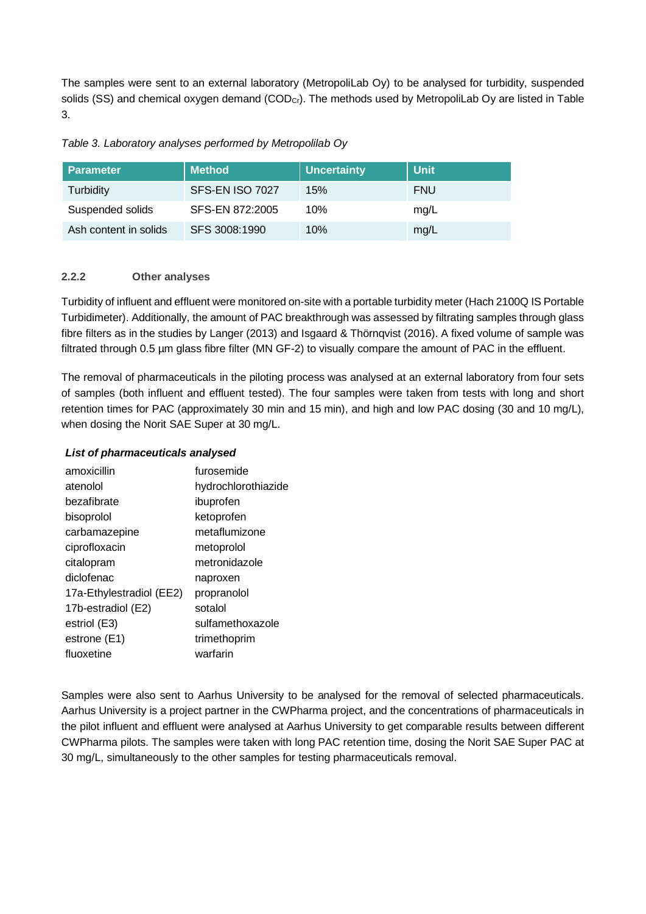The samples were sent to an external laboratory (MetropoliLab Oy) to be analysed for turbidity, suspended solids (SS) and chemical oxygen demand ($COD_{Cr}$). The methods used by MetropoliLab Oy are listed in Table 3.

*Table 3. Laboratory analyses performed by Metropolilab Oy*

| Parameter | Method | Uncertainty | Unit |
|---|---|---|---|
| Turbidity | SFS-EN ISO 7027 | 15% | FNU |
| Suspended solids | SFS-EN 872:2005 | 10% | mg/L |
| Ash content in solids | SFS 3008:1990 | 10% | mg/L |

### 2.2.2 Other analyses

Turbidity of influent and effluent were monitored on-site with a portable turbidity meter (Hach 2100Q IS Portable Turbidimeter). Additionally, the amount of PAC breakthrough was assessed by filtrating samples through glass fibre filters as in the studies by Langer (2013) and Isgaard & Thörnqvist (2016). A fixed volume of sample was filtrated through 0.5 µm glass fibre filter (MN GF-2) to visually compare the amount of PAC in the effluent.

The removal of pharmaceuticals in the piloting process was analysed at an external laboratory from four sets of samples (both influent and effluent tested). The four samples were taken from tests with long and short retention times for PAC (approximately 30 min and 15 min), and high and low PAC dosing (30 and 10 mg/L), when dosing the Norit SAE Super at 30 mg/L.

***List of pharmaceuticals analysed***

| | |
|---|---|
| amoxicillin | furosemide |
| atenolol | hydrochlorothiazide |
| bezafibrate | ibuprofen |
| bisoprolol | ketoprofen |
| carbamazepine | metaflumizone |
| ciprofloxacin | metoprolol |
| citalopram | metronidazole |
| diclofenac | naproxen |
| 17a-Ethylestradiol (EE2) | propranolol |
| 17b-estradiol (E2) | sotalol |
| estriol (E3) | sulfamethoxazole |
| estrone (E1) | trimethoprim |
| fluoxetine | warfarin |

Samples were also sent to Aarhus University to be analysed for the removal of selected pharmaceuticals. Aarhus University is a project partner in the CWPharma project, and the concentrations of pharmaceuticals in the pilot influent and effluent were analysed at Aarhus University to get comparable results between different CWPharma pilots. The samples were taken with long PAC retention time, dosing the Norit SAE Super PAC at 30 mg/L, simultaneously to the other samples for testing pharmaceuticals removal.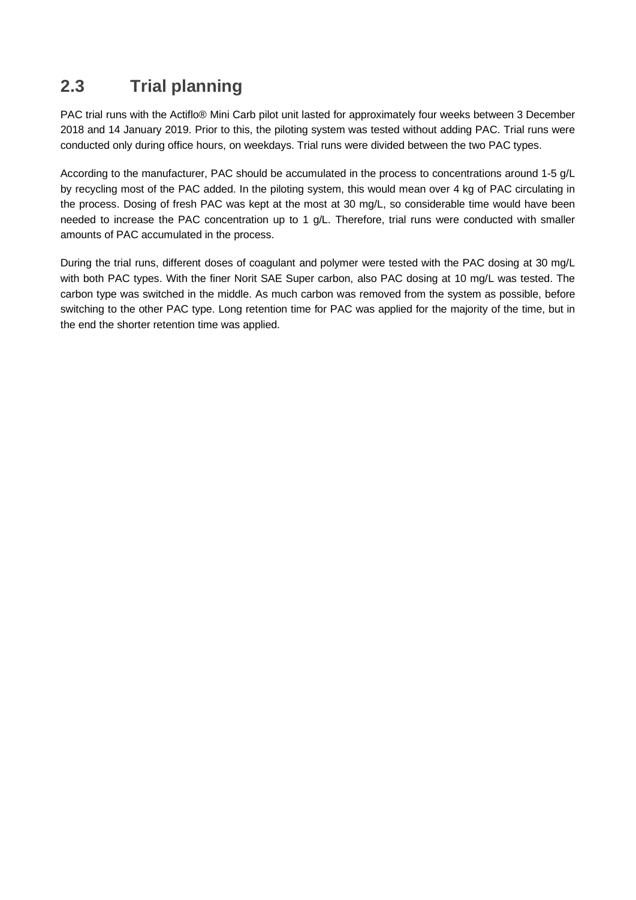## 2.3 Trial planning

PAC trial runs with the Actiflo® Mini Carb pilot unit lasted for approximately four weeks between 3 December 2018 and 14 January 2019. Prior to this, the piloting system was tested without adding PAC. Trial runs were conducted only during office hours, on weekdays. Trial runs were divided between the two PAC types.

According to the manufacturer, PAC should be accumulated in the process to concentrations around 1-5 g/L by recycling most of the PAC added. In the piloting system, this would mean over 4 kg of PAC circulating in the process. Dosing of fresh PAC was kept at the most at 30 mg/L, so considerable time would have been needed to increase the PAC concentration up to 1 g/L. Therefore, trial runs were conducted with smaller amounts of PAC accumulated in the process.

During the trial runs, different doses of coagulant and polymer were tested with the PAC dosing at 30 mg/L with both PAC types. With the finer Norit SAE Super carbon, also PAC dosing at 10 mg/L was tested. The carbon type was switched in the middle. As much carbon was removed from the system as possible, before switching to the other PAC type. Long retention time for PAC was applied for the majority of the time, but in the end the shorter retention time was applied.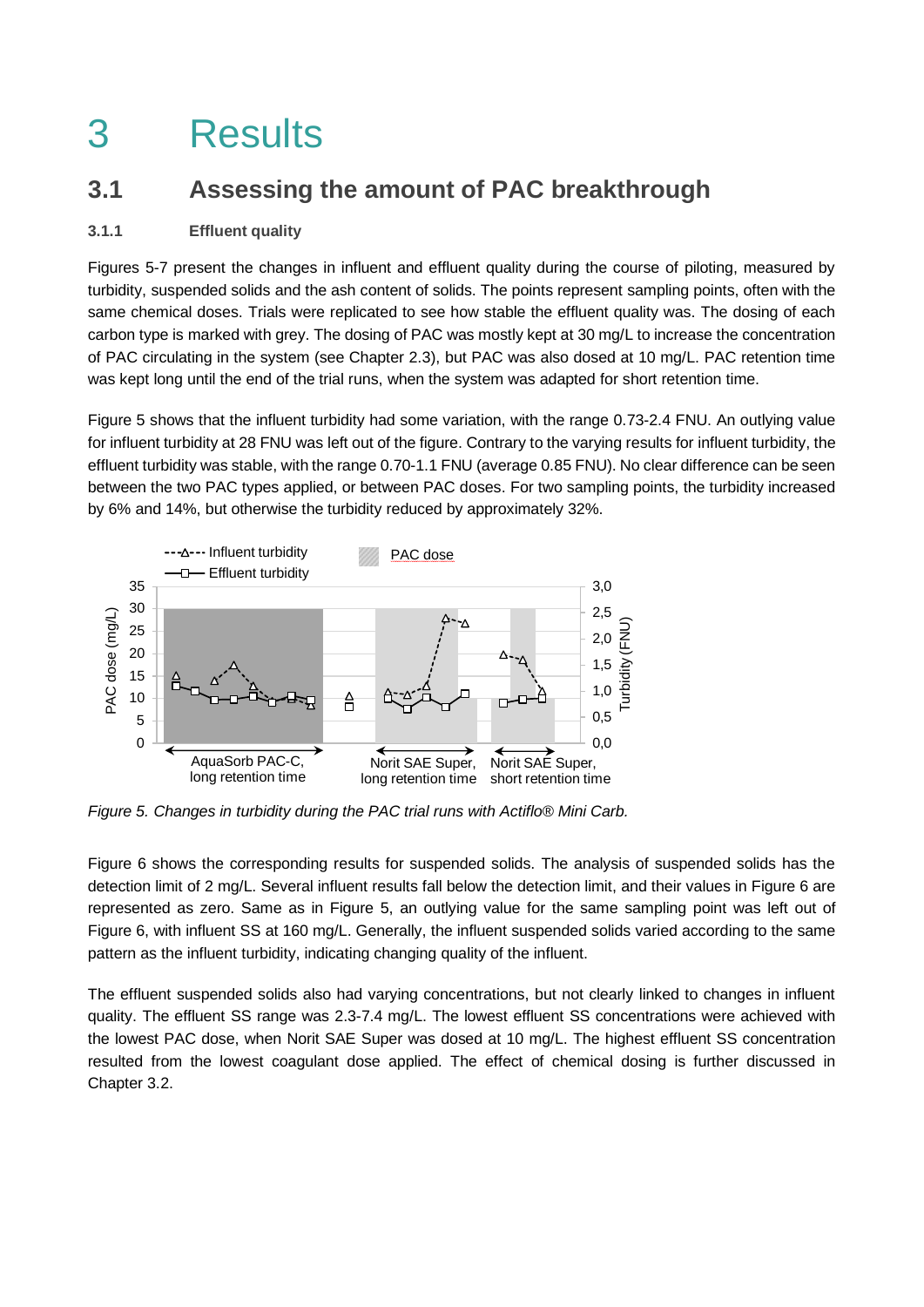# 3 Results

## 3.1 Assessing the amount of PAC breakthrough

### 3.1.1 Effluent quality

Figures 5-7 present the changes in influent and effluent quality during the course of piloting, measured by turbidity, suspended solids and the ash content of solids. The points represent sampling points, often with the same chemical doses. Trials were replicated to see how stable the effluent quality was. The dosing of each carbon type is marked with grey. The dosing of PAC was mostly kept at 30 mg/L to increase the concentration of PAC circulating in the system (see Chapter 2.3), but PAC was also dosed at 10 mg/L. PAC retention time was kept long until the end of the trial runs, when the system was adapted for short retention time.

Figure 5 shows that the influent turbidity had some variation, with the range 0.73-2.4 FNU. An outlying value for influent turbidity at 28 FNU was left out of the figure. Contrary to the varying results for influent turbidity, the effluent turbidity was stable, with the range 0.70-1.1 FNU (average 0.85 FNU). No clear difference can be seen between the two PAC types applied, or between PAC doses. For two sampling points, the turbidity increased by 6% and 14%, but otherwise the turbidity reduced by approximately 32%.

*Figure 5. Changes in turbidity during the PAC trial runs with Actiflo® Mini Carb.*

Figure 6 shows the corresponding results for suspended solids. The analysis of suspended solids has the detection limit of 2 mg/L. Several influent results fall below the detection limit, and their values in Figure 6 are represented as zero. Same as in Figure 5, an outlying value for the same sampling point was left out of Figure 6, with influent SS at 160 mg/L. Generally, the influent suspended solids varied according to the same pattern as the influent turbidity, indicating changing quality of the influent.

The effluent suspended solids also had varying concentrations, but not clearly linked to changes in influent quality. The effluent SS range was 2.3-7.4 mg/L. The lowest effluent SS concentrations were achieved with the lowest PAC dose, when Norit SAE Super was dosed at 10 mg/L. The highest effluent SS concentration resulted from the lowest coagulant dose applied. The effect of chemical dosing is further discussed in Chapter 3.2.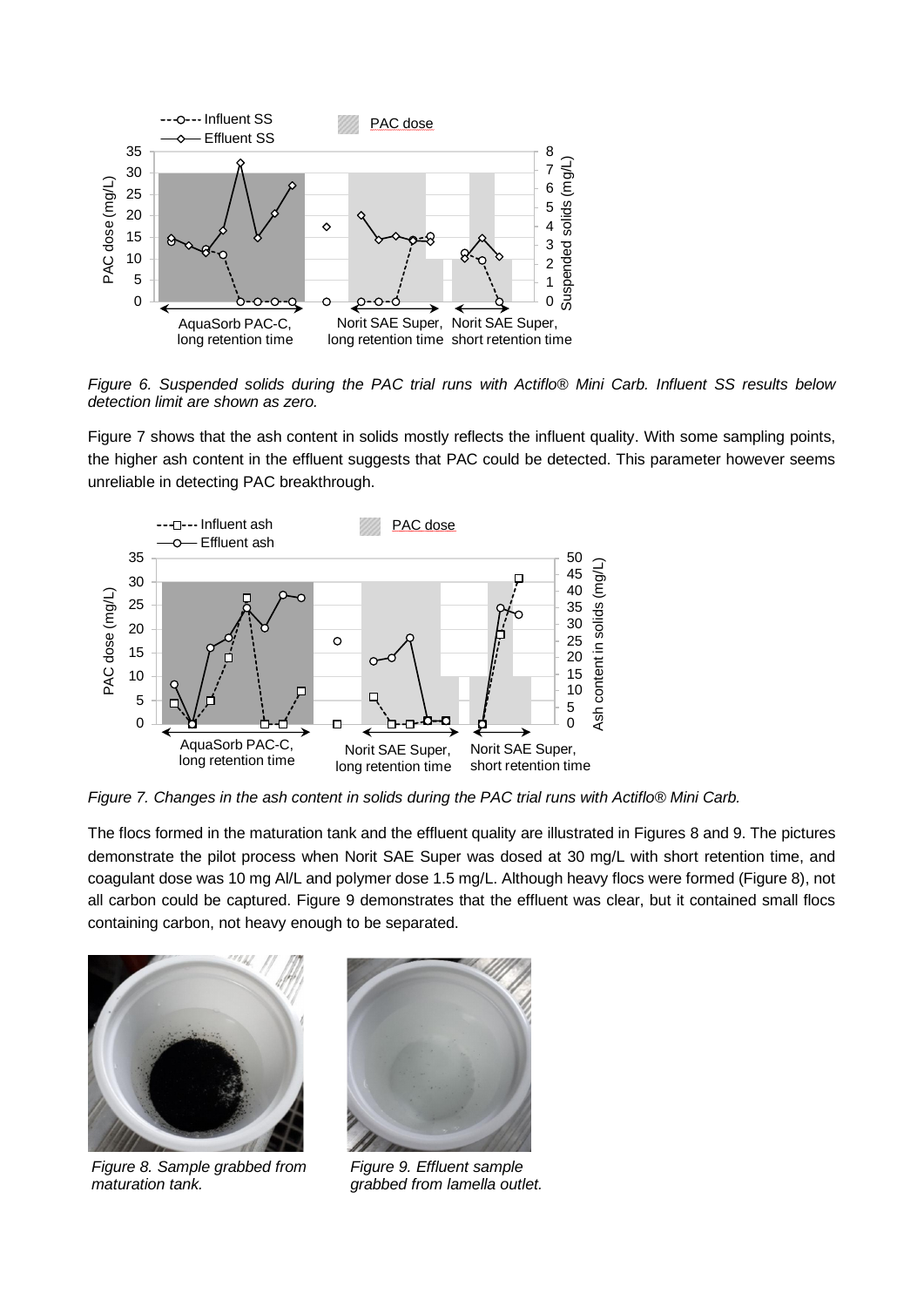*Figure 6. Suspended solids during the PAC trial runs with Actiflo® Mini Carb. Influent SS results below detection limit are shown as zero.*

Figure 7 shows that the ash content in solids mostly reflects the influent quality. With some sampling points, the higher ash content in the effluent suggests that PAC could be detected. This parameter however seems unreliable in detecting PAC breakthrough.

*Figure 7. Changes in the ash content in solids during the PAC trial runs with Actiflo® Mini Carb.*

The flocs formed in the maturation tank and the effluent quality are illustrated in Figures 8 and 9. The pictures demonstrate the pilot process when Norit SAE Super was dosed at 30 mg/L with short retention time, and coagulant dose was 10 mg Al/L and polymer dose 1.5 mg/L. Although heavy flocs were formed (Figure 8), not all carbon could be captured. Figure 9 demonstrates that the effluent was clear, but it contained small flocs containing carbon, not heavy enough to be separated.

*Figure 8. Sample grabbed from maturation tank.*

*Figure 9. Effluent sample grabbed from lamella outlet.*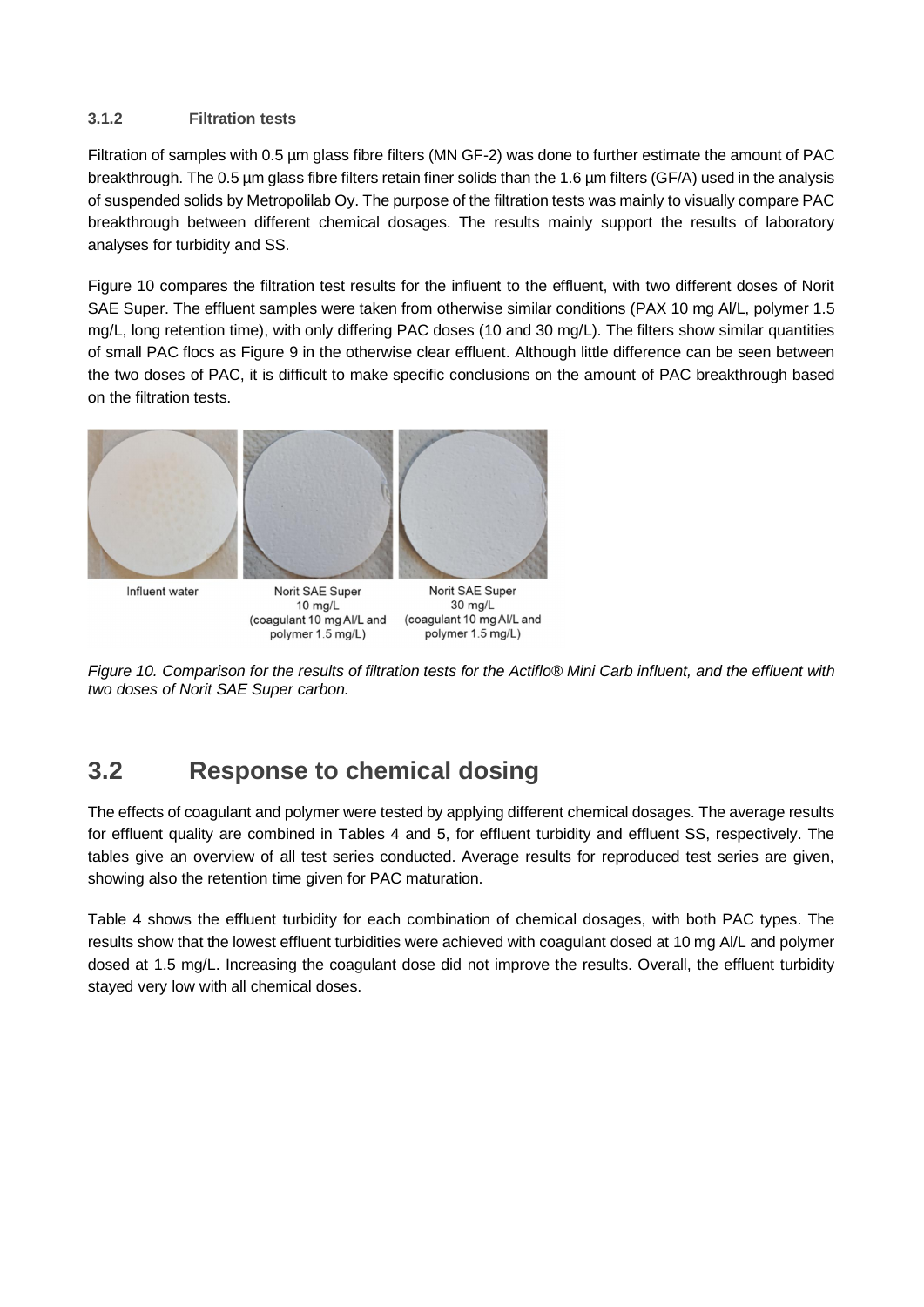### 3.1.2 Filtration tests

Filtration of samples with 0.5 µm glass fibre filters (MN GF-2) was done to further estimate the amount of PAC breakthrough. The 0.5 µm glass fibre filters retain finer solids than the 1.6 µm filters (GF/A) used in the analysis of suspended solids by Metropolilab Oy. The purpose of the filtration tests was mainly to visually compare PAC breakthrough between different chemical dosages. The results mainly support the results of laboratory analyses for turbidity and SS.

Figure 10 compares the filtration test results for the influent to the effluent, with two different doses of Norit SAE Super. The effluent samples were taken from otherwise similar conditions (PAX 10 mg Al/L, polymer 1.5 mg/L, long retention time), with only differing PAC doses (10 and 30 mg/L). The filters show similar quantities of small PAC flocs as Figure 9 in the otherwise clear effluent. Although little difference can be seen between the two doses of PAC, it is difficult to make specific conclusions on the amount of PAC breakthrough based on the filtration tests.

Influent water | Norit SAE Super 10 mg/L (coagulant 10 mg Al/L and polymer 1.5 mg/L) | Norit SAE Super 30 mg/L (coagulant 10 mg Al/L and polymer 1.5 mg/L)

*Figure 10. Comparison for the results of filtration tests for the Actiflo® Mini Carb influent, and the effluent with two doses of Norit SAE Super carbon.*

## 3.2 Response to chemical dosing

The effects of coagulant and polymer were tested by applying different chemical dosages. The average results for effluent quality are combined in Tables 4 and 5, for effluent turbidity and effluent SS, respectively. The tables give an overview of all test series conducted. Average results for reproduced test series are given, showing also the retention time given for PAC maturation.

Table 4 shows the effluent turbidity for each combination of chemical dosages, with both PAC types. The results show that the lowest effluent turbidities were achieved with coagulant dosed at 10 mg Al/L and polymer dosed at 1.5 mg/L. Increasing the coagulant dose did not improve the results. Overall, the effluent turbidity stayed very low with all chemical doses.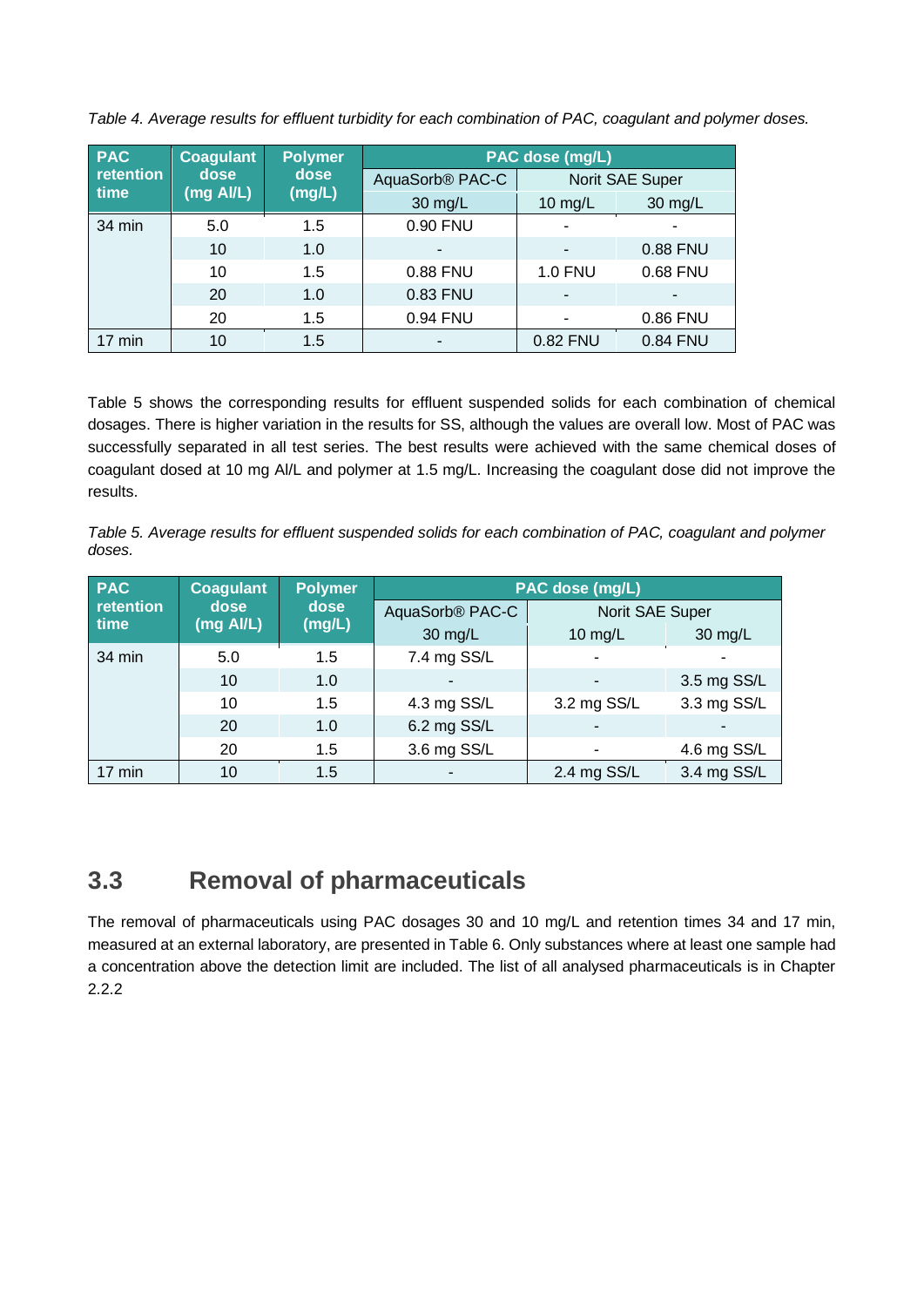*Table 4. Average results for effluent turbidity for each combination of PAC, coagulant and polymer doses.*

| PAC retention time | Coagulant dose (mg Al/L) | Polymer dose (mg/L) | PAC dose (mg/L) | | |
|---|---|---|---|---|---|
| | | | AquaSorb® PAC-C | Norit SAE Super | |
| | | | 30 mg/L | 10 mg/L | 30 mg/L |
| 34 min | 5.0 | 1.5 | 0.90 FNU | - | - |
| | 10 | 1.0 | - | - | 0.88 FNU |
| | 10 | 1.5 | 0.88 FNU | 1.0 FNU | 0.68 FNU |
| | 20 | 1.0 | 0.83 FNU | - | - |
| | 20 | 1.5 | 0.94 FNU | - | 0.86 FNU |
| 17 min | 10 | 1.5 | - | 0.82 FNU | 0.84 FNU |

Table 5 shows the corresponding results for effluent suspended solids for each combination of chemical dosages. There is higher variation in the results for SS, although the values are overall low. Most of PAC was successfully separated in all test series. The best results were achieved with the same chemical doses of coagulant dosed at 10 mg Al/L and polymer at 1.5 mg/L. Increasing the coagulant dose did not improve the results.

*Table 5. Average results for effluent suspended solids for each combination of PAC, coagulant and polymer doses.*

| PAC retention time | Coagulant dose (mg Al/L) | Polymer dose (mg/L) | PAC dose (mg/L) | | |
|---|---|---|---|---|---|
| | | | AquaSorb® PAC-C | Norit SAE Super | |
| | | | 30 mg/L | 10 mg/L | 30 mg/L |
| 34 min | 5.0 | 1.5 | 7.4 mg SS/L | - | - |
| | 10 | 1.0 | - | - | 3.5 mg SS/L |
| | 10 | 1.5 | 4.3 mg SS/L | 3.2 mg SS/L | 3.3 mg SS/L |
| | 20 | 1.0 | 6.2 mg SS/L | - | - |
| | 20 | 1.5 | 3.6 mg SS/L | - | 4.6 mg SS/L |
| 17 min | 10 | 1.5 | - | 2.4 mg SS/L | 3.4 mg SS/L |

## 3.3 Removal of pharmaceuticals

The removal of pharmaceuticals using PAC dosages 30 and 10 mg/L and retention times 34 and 17 min, measured at an external laboratory, are presented in Table 6. Only substances where at least one sample had a concentration above the detection limit are included. The list of all analysed pharmaceuticals is in Chapter 2.2.2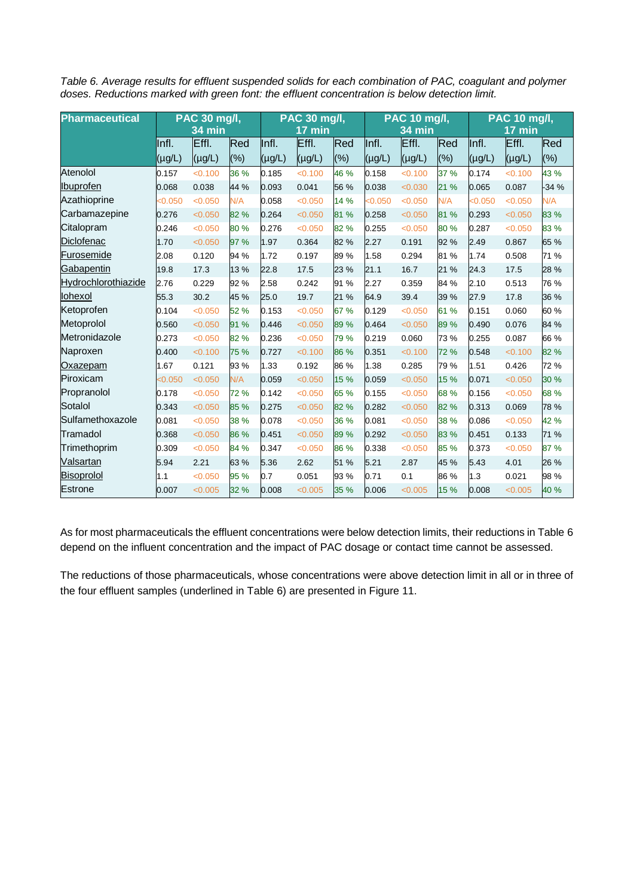*Table 6. Average results for effluent suspended solids for each combination of PAC, coagulant and polymer doses. Reductions marked with green font: the effluent concentration is below detection limit.*

| Pharmaceutical | PAC 30 mg/l, 34 min | | | PAC 30 mg/l, 17 min | | | PAC 10 mg/l, 34 min | | | PAC 10 mg/l, 17 min | | |
|---|---|---|---|---|---|---|---|---|---|---|---|---|
| | Infl. (µg/L) | Effl. (µg/L) | Red (%) | Infl. (µg/L) | Effl. (µg/L) | Red (%) | Infl. (µg/L) | Effl. (µg/L) | Red (%) | Infl. (µg/L) | Effl. (µg/L) | Red (%) |
| Atenolol | 0.157 | <0.100 | 36 % | 0.185 | <0.100 | 46 % | 0.158 | <0.100 | 37 % | 0.174 | <0.100 | 43 % |
| Ibuprofen | 0.068 | 0.038 | 44 % | 0.093 | 0.041 | 56 % | 0.038 | <0.030 | 21 % | 0.065 | 0.087 | -34 % |
| Azathioprine | <0.050 | <0.050 | N/A | 0.058 | <0.050 | 14 % | <0.050 | <0.050 | N/A | <0.050 | <0.050 | N/A |
| Carbamazepine | 0.276 | <0.050 | 82 % | 0.264 | <0.050 | 81 % | 0.258 | <0.050 | 81 % | 0.293 | <0.050 | 83 % |
| Citalopram | 0.246 | <0.050 | 80 % | 0.276 | <0.050 | 82 % | 0.255 | <0.050 | 80 % | 0.287 | <0.050 | 83 % |
| Diclofenac | 1.70 | <0.050 | 97 % | 1.97 | 0.364 | 82 % | 2.27 | 0.191 | 92 % | 2.49 | 0.867 | 65 % |
| Furosemide | 2.08 | 0.120 | 94 % | 1.72 | 0.197 | 89 % | 1.58 | 0.294 | 81 % | 1.74 | 0.508 | 71 % |
| Gabapentin | 19.8 | 17.3 | 13 % | 22.8 | 17.5 | 23 % | 21.1 | 16.7 | 21 % | 24.3 | 17.5 | 28 % |
| Hydrochlorothiazide | 2.76 | 0.229 | 92 % | 2.58 | 0.242 | 91 % | 2.27 | 0.359 | 84 % | 2.10 | 0.513 | 76 % |
| Iohexol | 55.3 | 30.2 | 45 % | 25.0 | 19.7 | 21 % | 64.9 | 39.4 | 39 % | 27.9 | 17.8 | 36 % |
| Ketoprofen | 0.104 | <0.050 | 52 % | 0.153 | <0.050 | 67 % | 0.129 | <0.050 | 61 % | 0.151 | 0.060 | 60 % |
| Metoprolol | 0.560 | <0.050 | 91 % | 0.446 | <0.050 | 89 % | 0.464 | <0.050 | 89 % | 0.490 | 0.076 | 84 % |
| Metronidazole | 0.273 | <0.050 | 82 % | 0.236 | <0.050 | 79 % | 0.219 | 0.060 | 73 % | 0.255 | 0.087 | 66 % |
| Naproxen | 0.400 | <0.100 | 75 % | 0.727 | <0.100 | 86 % | 0.351 | <0.100 | 72 % | 0.548 | <0.100 | 82 % |
| Oxazepam | 1.67 | 0.121 | 93 % | 1.33 | 0.192 | 86 % | 1.38 | 0.285 | 79 % | 1.51 | 0.426 | 72 % |
| Piroxicam | <0.050 | <0.050 | N/A | 0.059 | <0.050 | 15 % | 0.059 | <0.050 | 15 % | 0.071 | <0.050 | 30 % |
| Propranolol | 0.178 | <0.050 | 72 % | 0.142 | <0.050 | 65 % | 0.155 | <0.050 | 68 % | 0.156 | <0.050 | 68 % |
| Sotalol | 0.343 | <0.050 | 85 % | 0.275 | <0.050 | 82 % | 0.282 | <0.050 | 82 % | 0.313 | 0.069 | 78 % |
| Sulfamethoxazole | 0.081 | <0.050 | 38 % | 0.078 | <0.050 | 36 % | 0.081 | <0.050 | 38 % | 0.086 | <0.050 | 42 % |
| Tramadol | 0.368 | <0.050 | 86 % | 0.451 | <0.050 | 89 % | 0.292 | <0.050 | 83 % | 0.451 | 0.133 | 71 % |
| Trimethoprim | 0.309 | <0.050 | 84 % | 0.347 | <0.050 | 86 % | 0.338 | <0.050 | 85 % | 0.373 | <0.050 | 87 % |
| Valsartan | 5.94 | 2.21 | 63 % | 5.36 | 2.62 | 51 % | 5.21 | 2.87 | 45 % | 5.43 | 4.01 | 26 % |
| Bisoprolol | 1.1 | <0.050 | 95 % | 0.7 | 0.051 | 93 % | 0.71 | 0.1 | 86 % | 1.3 | 0.021 | 98 % |
| Estrone | 0.007 | <0.005 | 32 % | 0.008 | <0.005 | 35 % | 0.006 | <0.005 | 15 % | 0.008 | <0.005 | 40 % |

As for most pharmaceuticals the effluent concentrations were below detection limits, their reductions in Table 6 depend on the influent concentration and the impact of PAC dosage or contact time cannot be assessed.

The reductions of those pharmaceuticals, whose concentrations were above detection limit in all or in three of the four effluent samples (underlined in Table 6) are presented in Figure 11.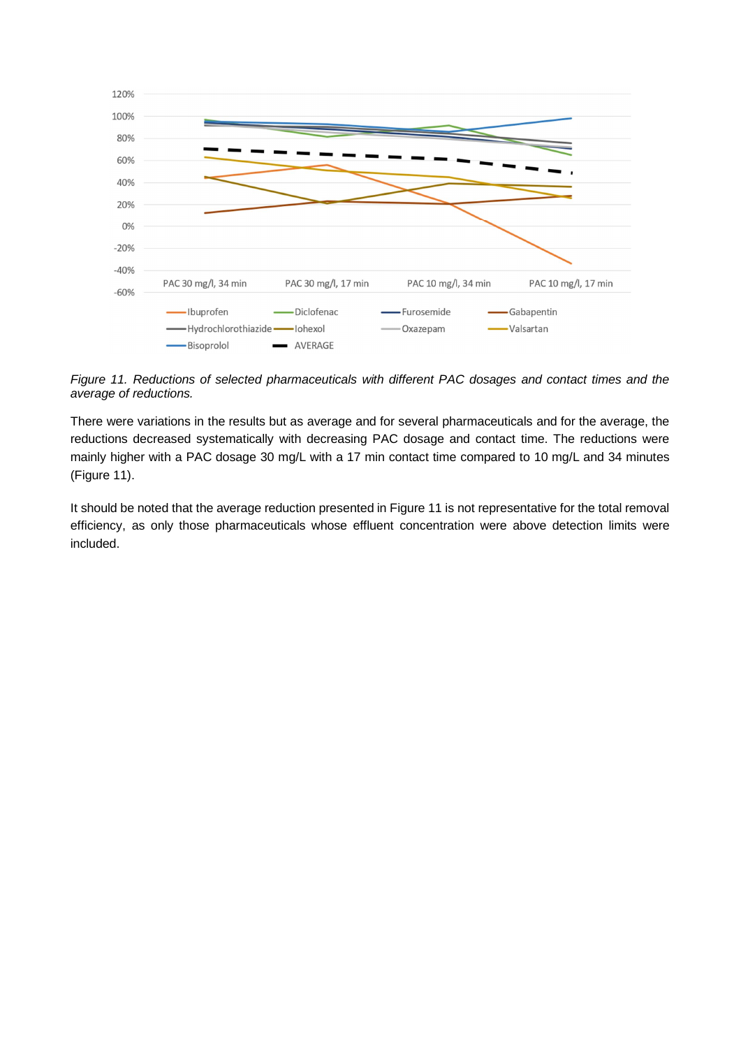*Figure 11. Reductions of selected pharmaceuticals with different PAC dosages and contact times and the average of reductions.*

There were variations in the results but as average and for several pharmaceuticals and for the average, the reductions decreased systematically with decreasing PAC dosage and contact time. The reductions were mainly higher with a PAC dosage 30 mg/L with a 17 min contact time compared to 10 mg/L and 34 minutes (Figure 11).

It should be noted that the average reduction presented in Figure 11 is not representative for the total removal efficiency, as only those pharmaceuticals whose effluent concentration were above detection limits were included.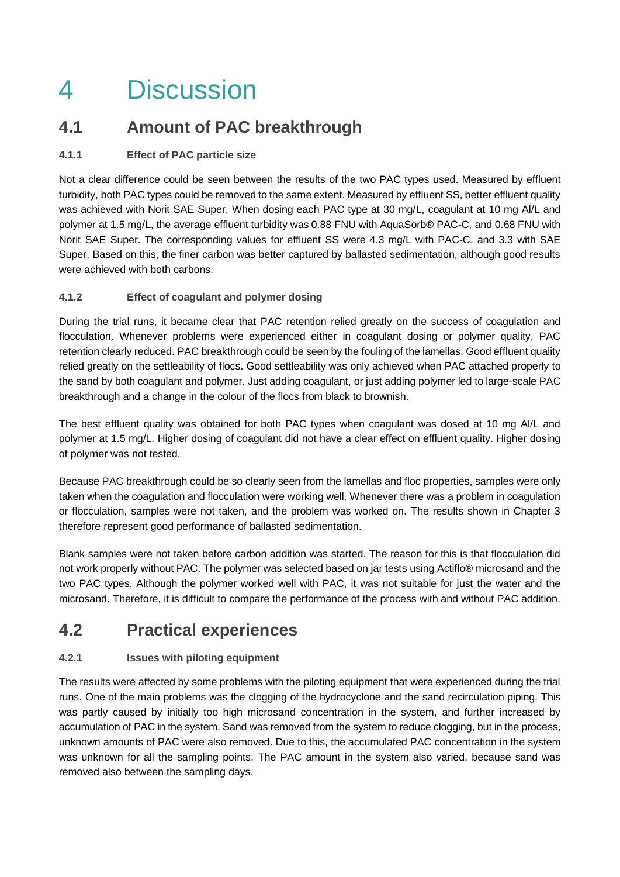# 4 Discussion

## 4.1 Amount of PAC breakthrough

### 4.1.1 Effect of PAC particle size

Not a clear difference could be seen between the results of the two PAC types used. Measured by effluent turbidity, both PAC types could be removed to the same extent. Measured by effluent SS, better effluent quality was achieved with Norit SAE Super. When dosing each PAC type at 30 mg/L, coagulant at 10 mg Al/L and polymer at 1.5 mg/L, the average effluent turbidity was 0.88 FNU with AquaSorb® PAC-C, and 0.68 FNU with Norit SAE Super. The corresponding values for effluent SS were 4.3 mg/L with PAC-C, and 3.3 with SAE Super. Based on this, the finer carbon was better captured by ballasted sedimentation, although good results were achieved with both carbons.

### 4.1.2 Effect of coagulant and polymer dosing

During the trial runs, it became clear that PAC retention relied greatly on the success of coagulation and flocculation. Whenever problems were experienced either in coagulant dosing or polymer quality, PAC retention clearly reduced. PAC breakthrough could be seen by the fouling of the lamellas. Good effluent quality relied greatly on the settleability of flocs. Good settleability was only achieved when PAC attached properly to the sand by both coagulant and polymer. Just adding coagulant, or just adding polymer led to large-scale PAC breakthrough and a change in the colour of the flocs from black to brownish.

The best effluent quality was obtained for both PAC types when coagulant was dosed at 10 mg Al/L and polymer at 1.5 mg/L. Higher dosing of coagulant did not have a clear effect on effluent quality. Higher dosing of polymer was not tested.

Because PAC breakthrough could be so clearly seen from the lamellas and floc properties, samples were only taken when the coagulation and flocculation were working well. Whenever there was a problem in coagulation or flocculation, samples were not taken, and the problem was worked on. The results shown in Chapter 3 therefore represent good performance of ballasted sedimentation.

Blank samples were not taken before carbon addition was started. The reason for this is that flocculation did not work properly without PAC. The polymer was selected based on jar tests using Actiflo® microsand and the two PAC types. Although the polymer worked well with PAC, it was not suitable for just the water and the microsand. Therefore, it is difficult to compare the performance of the process with and without PAC addition.

## 4.2 Practical experiences

### 4.2.1 Issues with piloting equipment

The results were affected by some problems with the piloting equipment that were experienced during the trial runs. One of the main problems was the clogging of the hydrocyclone and the sand recirculation piping. This was partly caused by initially too high microsand concentration in the system, and further increased by accumulation of PAC in the system. Sand was removed from the system to reduce clogging, but in the process, unknown amounts of PAC were also removed. Due to this, the accumulated PAC concentration in the system was unknown for all the sampling points. The PAC amount in the system also varied, because sand was removed also between the sampling days.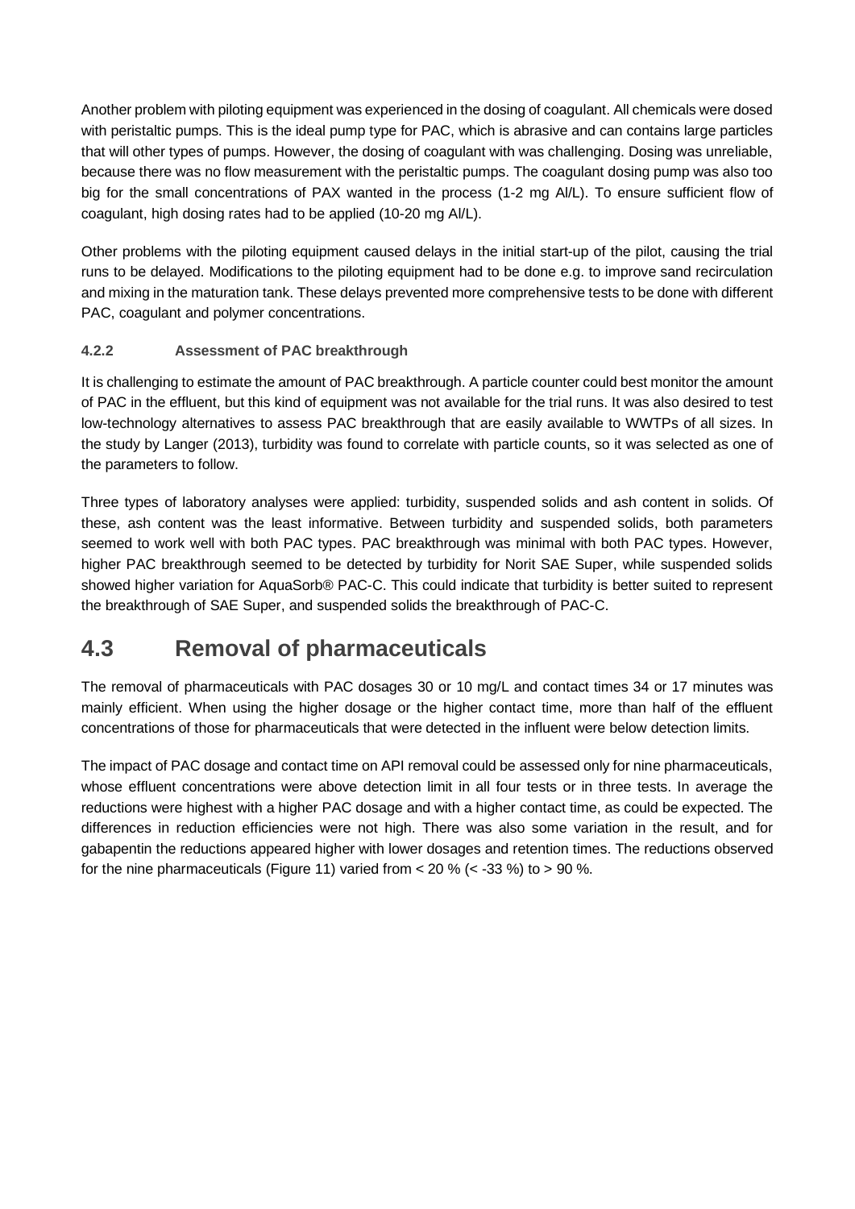Another problem with piloting equipment was experienced in the dosing of coagulant. All chemicals were dosed with peristaltic pumps. This is the ideal pump type for PAC, which is abrasive and can contains large particles that will other types of pumps. However, the dosing of coagulant with was challenging. Dosing was unreliable, because there was no flow measurement with the peristaltic pumps. The coagulant dosing pump was also too big for the small concentrations of PAX wanted in the process (1-2 mg Al/L). To ensure sufficient flow of coagulant, high dosing rates had to be applied (10-20 mg Al/L).

Other problems with the piloting equipment caused delays in the initial start-up of the pilot, causing the trial runs to be delayed. Modifications to the piloting equipment had to be done e.g. to improve sand recirculation and mixing in the maturation tank. These delays prevented more comprehensive tests to be done with different PAC, coagulant and polymer concentrations.

#### 4.2.2 Assessment of PAC breakthrough

It is challenging to estimate the amount of PAC breakthrough. A particle counter could best monitor the amount of PAC in the effluent, but this kind of equipment was not available for the trial runs. It was also desired to test low-technology alternatives to assess PAC breakthrough that are easily available to WWTPs of all sizes. In the study by Langer (2013), turbidity was found to correlate with particle counts, so it was selected as one of the parameters to follow.

Three types of laboratory analyses were applied: turbidity, suspended solids and ash content in solids. Of these, ash content was the least informative. Between turbidity and suspended solids, both parameters seemed to work well with both PAC types. PAC breakthrough was minimal with both PAC types. However, higher PAC breakthrough seemed to be detected by turbidity for Norit SAE Super, while suspended solids showed higher variation for AquaSorb® PAC-C. This could indicate that turbidity is better suited to represent the breakthrough of SAE Super, and suspended solids the breakthrough of PAC-C.

## 4.3 Removal of pharmaceuticals

The removal of pharmaceuticals with PAC dosages 30 or 10 mg/L and contact times 34 or 17 minutes was mainly efficient. When using the higher dosage or the higher contact time, more than half of the effluent concentrations of those for pharmaceuticals that were detected in the influent were below detection limits.

The impact of PAC dosage and contact time on API removal could be assessed only for nine pharmaceuticals, whose effluent concentrations were above detection limit in all four tests or in three tests. In average the reductions were highest with a higher PAC dosage and with a higher contact time, as could be expected. The differences in reduction efficiencies were not high. There was also some variation in the result, and for gabapentin the reductions appeared higher with lower dosages and retention times. The reductions observed for the nine pharmaceuticals (Figure 11) varied from < 20 % (< -33 %) to > 90 %.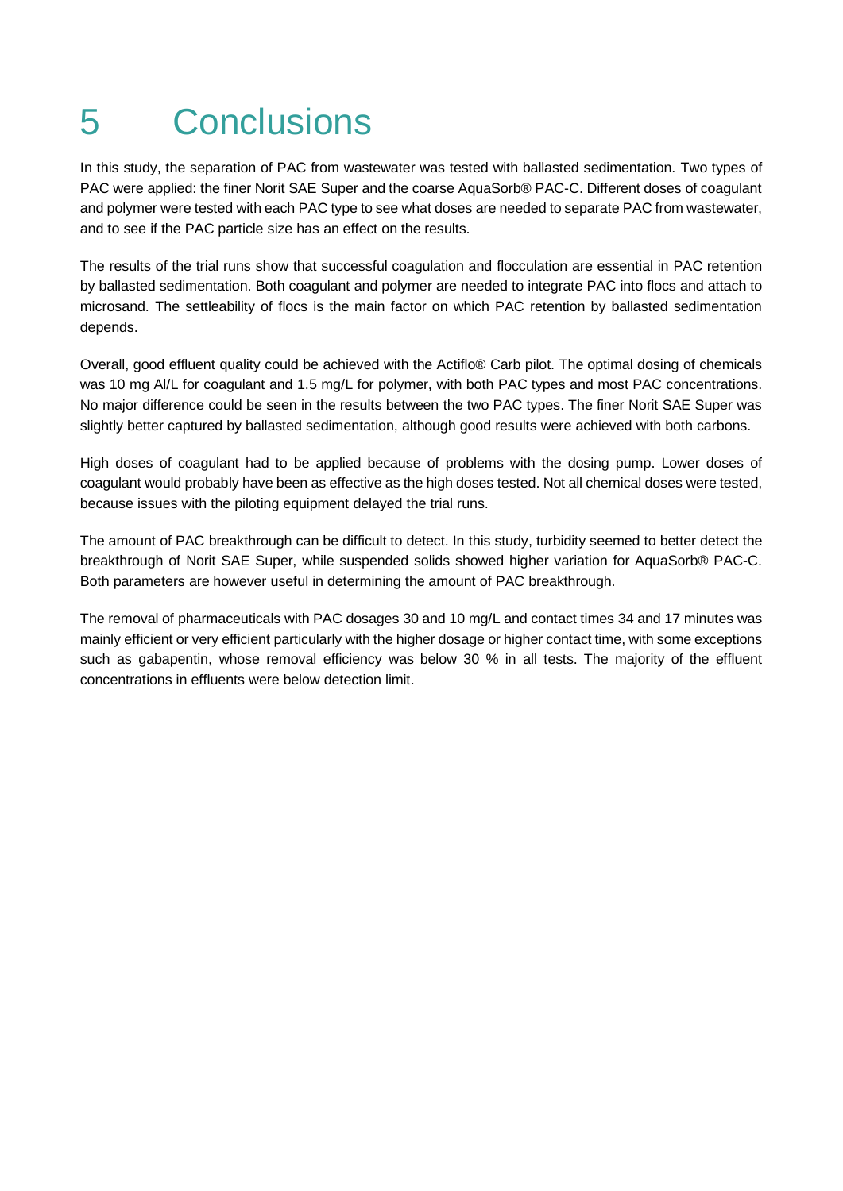# 5 Conclusions

In this study, the separation of PAC from wastewater was tested with ballasted sedimentation. Two types of PAC were applied: the finer Norit SAE Super and the coarse AquaSorb® PAC-C. Different doses of coagulant and polymer were tested with each PAC type to see what doses are needed to separate PAC from wastewater, and to see if the PAC particle size has an effect on the results.

The results of the trial runs show that successful coagulation and flocculation are essential in PAC retention by ballasted sedimentation. Both coagulant and polymer are needed to integrate PAC into flocs and attach to microsand. The settleability of flocs is the main factor on which PAC retention by ballasted sedimentation depends.

Overall, good effluent quality could be achieved with the Actiflo® Carb pilot. The optimal dosing of chemicals was 10 mg Al/L for coagulant and 1.5 mg/L for polymer, with both PAC types and most PAC concentrations. No major difference could be seen in the results between the two PAC types. The finer Norit SAE Super was slightly better captured by ballasted sedimentation, although good results were achieved with both carbons.

High doses of coagulant had to be applied because of problems with the dosing pump. Lower doses of coagulant would probably have been as effective as the high doses tested. Not all chemical doses were tested, because issues with the piloting equipment delayed the trial runs.

The amount of PAC breakthrough can be difficult to detect. In this study, turbidity seemed to better detect the breakthrough of Norit SAE Super, while suspended solids showed higher variation for AquaSorb® PAC-C. Both parameters are however useful in determining the amount of PAC breakthrough.

The removal of pharmaceuticals with PAC dosages 30 and 10 mg/L and contact times 34 and 17 minutes was mainly efficient or very efficient particularly with the higher dosage or higher contact time, with some exceptions such as gabapentin, whose removal efficiency was below 30 % in all tests. The majority of the effluent concentrations in effluents were below detection limit.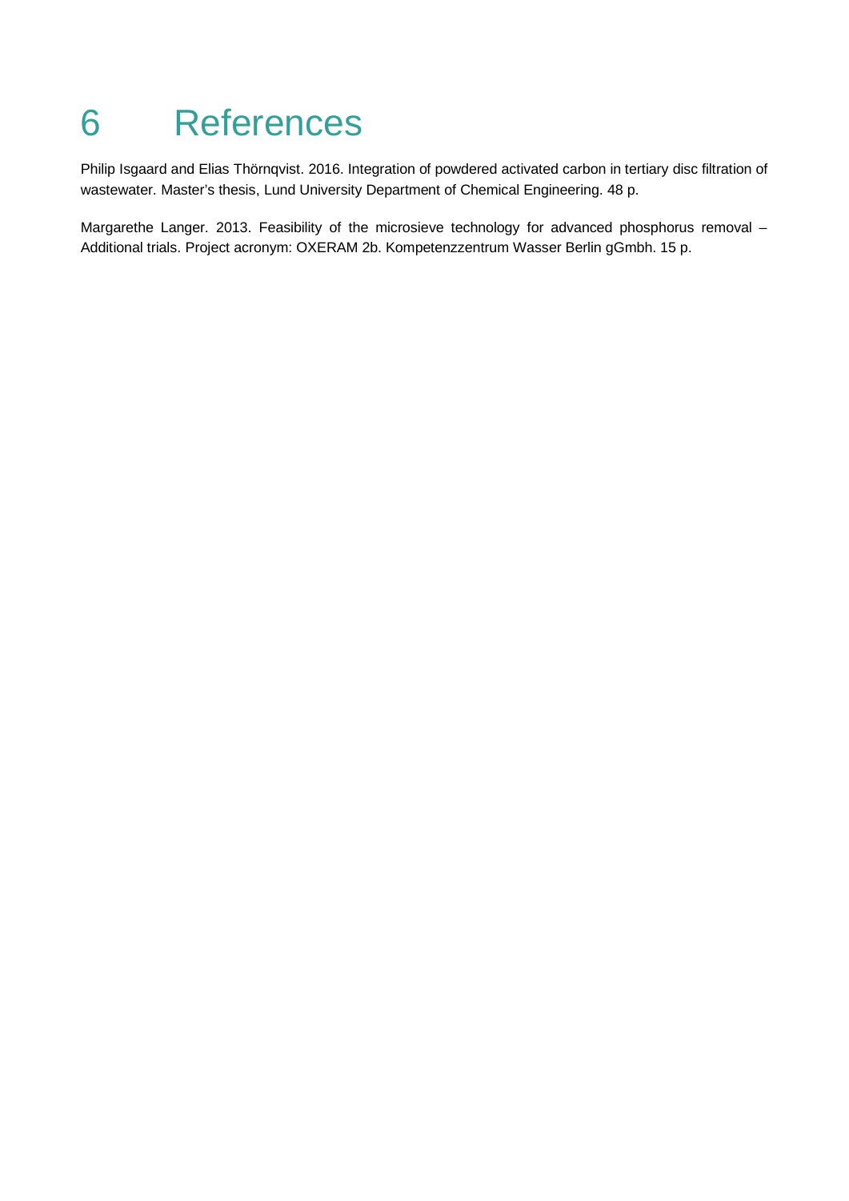# 6 References

Philip Isgaard and Elias Thörnqvist. 2016. Integration of powdered activated carbon in tertiary disc filtration of wastewater. Master's thesis, Lund University Department of Chemical Engineering. 48 p.

Margarethe Langer. 2013. Feasibility of the microsieve technology for advanced phosphorus removal – Additional trials. Project acronym: OXERAM 2b. Kompetenzzentrum Wasser Berlin gGmbh. 15 p.